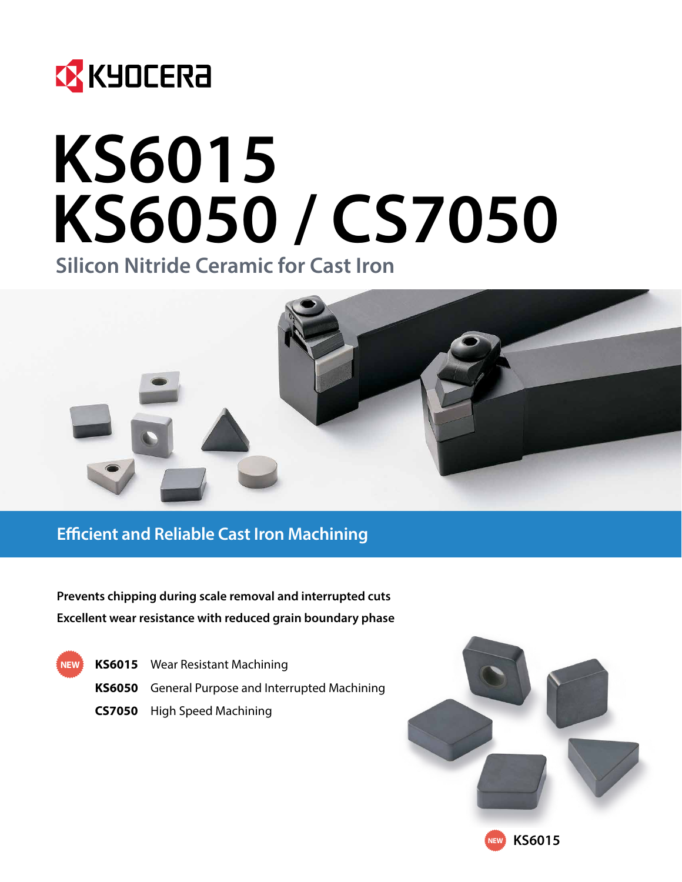KYOCERA

# KS6015
# KS6050 / CS7050

## Silicon Nitride Ceramic for Cast Iron

## Efficient and Reliable Cast Iron Machining

**Prevents chipping during scale removal and interrupted cuts**

**Excellent wear resistance with reduced grain boundary phase**

NEW **KS6015** Wear Resistant Machining

**KS6050** General Purpose and Interrupted Machining

**CS7050** High Speed Machining

NEW KS6015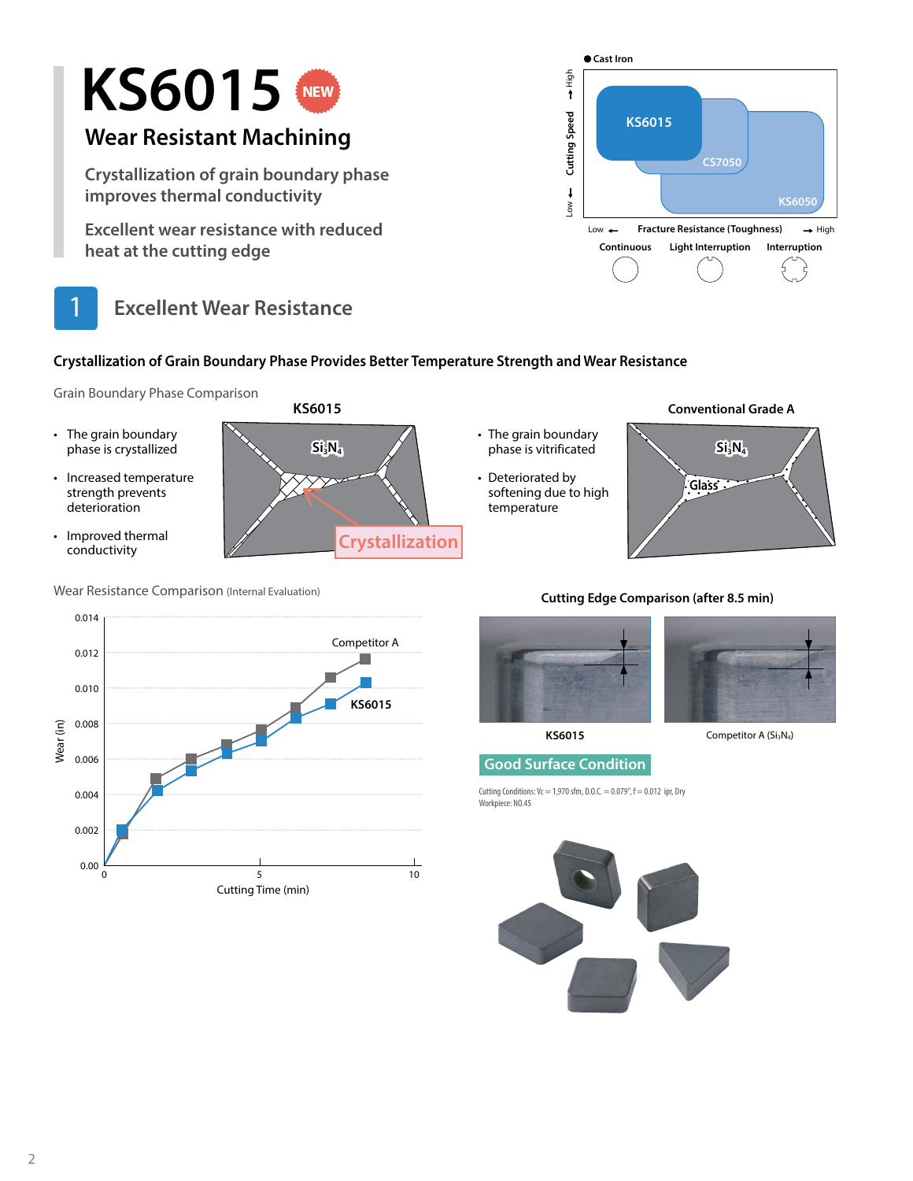# KS6015 NEW

## Wear Resistant Machining

**Crystallization of grain boundary phase improves thermal conductivity**

**Excellent wear resistance with reduced heat at the cutting edge**

● Cast Iron

Cutting Speed: Low ← → High

Fracture Resistance (Toughness): Low ← → High

Continuous — Light Interruption — Interruption

KS6015, CS7050, KS6050

## 1 Excellent Wear Resistance

### Crystallization of Grain Boundary Phase Provides Better Temperature Strength and Wear Resistance

Grain Boundary Phase Comparison

**KS6015**

- The grain boundary phase is crystallized
- Increased temperature strength prevents deterioration
- Improved thermal conductivity

$Si_3N_4$ — Crystallization

**Conventional Grade A**

- The grain boundary phase is vitrificated
- Deteriorated by softening due to high temperature

$Si_3N_4$ — Glass

Wear Resistance Comparison (Internal Evaluation)

Wear (in): 0.00 – 0.014; Cutting Time (min): 0 – 10

Competitor A, KS6015

**Cutting Edge Comparison (after 8.5 min)**

KS6015 — Competitor A ($Si_3N_4$)

**Good Surface Condition**

Cutting Conditions: Vc = 1,970 sfm, D.O.C. = 0.079", f = 0.012 ipr, Dry
Workpiece: NO.45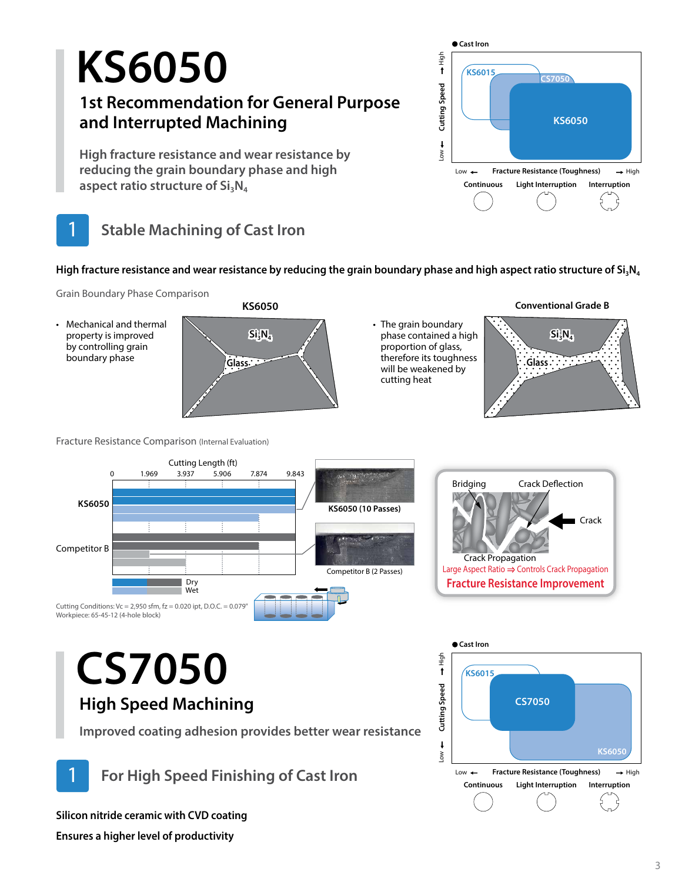# KS6050

## 1st Recommendation for General Purpose and Interrupted Machining

High fracture resistance and wear resistance by reducing the grain boundary phase and high aspect ratio structure of $Si_3N_4$

● Cast Iron

Cutting Speed (Low → High) / Fracture Resistance (Toughness) (Low → High)

KS6015, CS7050, KS6050

Continuous | Light Interruption | Interruption

## 1 Stable Machining of Cast Iron

**High fracture resistance and wear resistance by reducing the grain boundary phase and high aspect ratio structure of $Si_3N_4$**

Grain Boundary Phase Comparison

**KS6050**

- Mechanical and thermal property is improved by controlling grain boundary phase

$Si_3N_4$ / Glass

**Conventional Grade B**

- The grain boundary phase contained a high proportion of glass, therefore its toughness will be weakened by cutting heat

$Si_3N_4$ / Glass

Fracture Resistance Comparison (Internal Evaluation)

Cutting Length (ft): 0, 1.969, 3.937, 5.906, 7.874, 9.843

KS6050 | Competitor B

Dry / Wet

KS6050 (10 Passes)

Competitor B (2 Passes)

Cutting Conditions: Vc = 2,950 sfm, fz = 0.020 ipt, D.O.C. = 0.079"
Workpiece: 65-45-12 (4-hole block)

Bridging | Crack Deflection | Crack | Crack Propagation

Large Aspect Ratio ⇒ Controls Crack Propagation

**Fracture Resistance Improvement**

# CS7050

## High Speed Machining

Improved coating adhesion provides better wear resistance

● Cast Iron

Cutting Speed (Low → High) / Fracture Resistance (Toughness) (Low → High)

KS6015, CS7050, KS6050

Continuous | Light Interruption | Interruption

## 1 For High Speed Finishing of Cast Iron

**Silicon nitride ceramic with CVD coating**

**Ensures a higher level of productivity**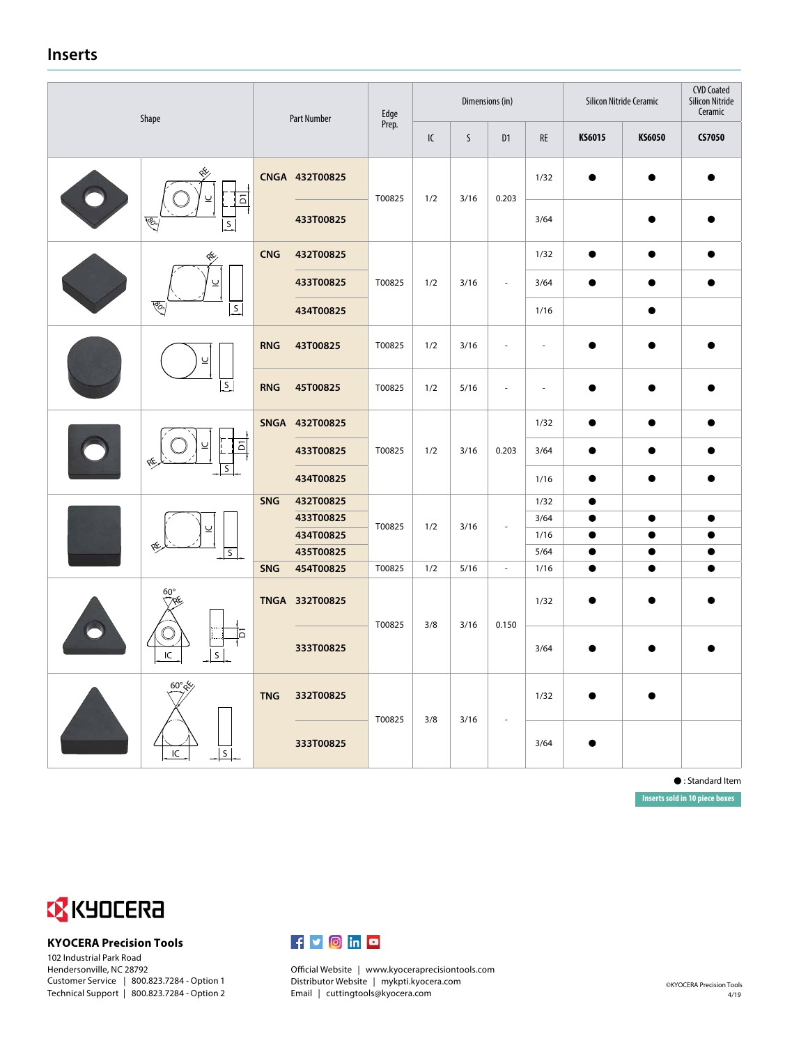## Inserts

| Shape | Part Number | | Edge Prep. | Dimensions (in) | | | | Silicon Nitride Ceramic | | CVD Coated Silicon Nitride Ceramic |
|---|---|---|---|---|---|---|---|---|---|---|
| | | | | IC | S | D1 | RE | KS6015 | KS6050 | CS7050 |
| | CNGA | 432T00825 | T00825 | 1/2 | 3/16 | 0.203 | 1/32 | ● | ● | ● |
| | | 433T00825 | | | | | 3/64 | | ● | ● |
| | CNG | 432T00825 | T00825 | 1/2 | 3/16 | - | 1/32 | ● | ● | ● |
| | | 433T00825 | | | | | 3/64 | ● | ● | ● |
| | | 434T00825 | | | | | 1/16 | | ● | |
| | RNG | 43T00825 | T00825 | 1/2 | 3/16 | - | - | ● | ● | ● |
| | RNG | 45T00825 | T00825 | 1/2 | 5/16 | - | - | ● | ● | ● |
| | SNGA | 432T00825 | T00825 | 1/2 | 3/16 | 0.203 | 1/32 | ● | ● | ● |
| | | 433T00825 | | | | | 3/64 | ● | ● | ● |
| | | 434T00825 | | | | | 1/16 | ● | ● | ● |
| | SNG | 432T00825 | T00825 | 1/2 | 3/16 | - | 1/32 | ● | | |
| | | 433T00825 | | | | | 3/64 | ● | ● | ● |
| | | 434T00825 | | | | | 1/16 | ● | ● | ● |
| | | 435T00825 | | | | | 5/64 | ● | ● | ● |
| | SNG | 454T00825 | T00825 | 1/2 | 5/16 | - | 1/16 | ● | ● | ● |
| | TNGA | 332T00825 | T00825 | 3/8 | 3/16 | 0.150 | 1/32 | ● | ● | ● |
| | | 333T00825 | | | | | 3/64 | ● | ● | ● |
| | TNG | 332T00825 | T00825 | 3/8 | 3/16 | - | 1/32 | ● | ● | |
| | | 333T00825 | | | | | 3/64 | ● | | |

● : Standard Item

Inserts sold in 10 piece boxes

**KYOCERA Precision Tools**

102 Industrial Park Road
Hendersonville, NC 28792
Customer Service | 800.823.7284 - Option 1
Technical Support | 800.823.7284 - Option 2

Official Website | www.kyoceraprecisiontools.com
Distributor Website | mykpti.kyocera.com
Email | cuttingtools@kyocera.com

©KYOCERA Precision Tools
4/19